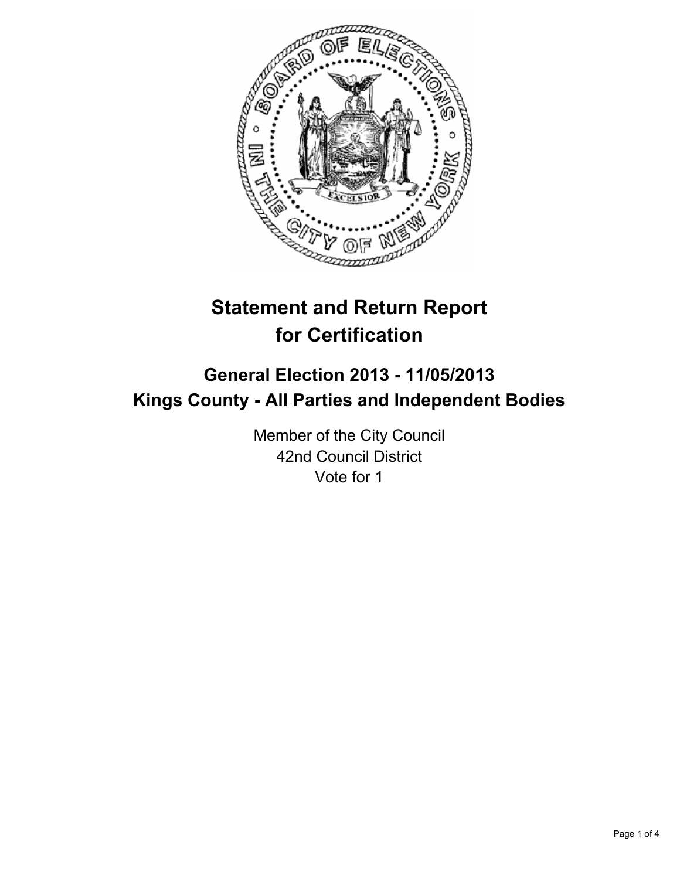# Statement and Return Report for Certification

## General Election 2013 - 11/05/2013
## Kings County - All Parties and Independent Bodies

Member of the City Council
42nd Council District
Vote for 1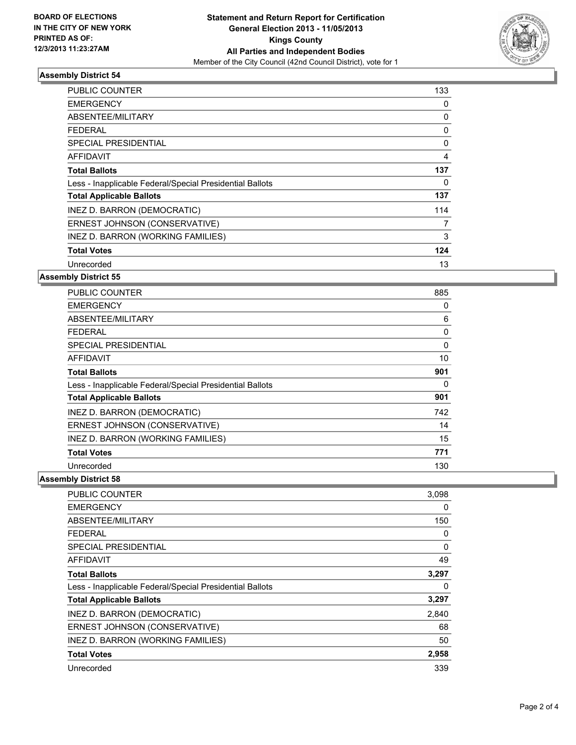**Board of Elections in the City of New York**
**Printed as of: 12/3/2013 11:23:27AM**

**Statement and Return Report for Certification**
**General Election 2013 - 11/05/2013**
**Kings County**
**All Parties and Independent Bodies**
Member of the City Council (42nd Council District), vote for 1

## Assembly District 54

| | |
|---|---|
| PUBLIC COUNTER | 133 |
| EMERGENCY | 0 |
| ABSENTEE/MILITARY | 0 |
| FEDERAL | 0 |
| SPECIAL PRESIDENTIAL | 0 |
| AFFIDAVIT | 4 |
| **Total Ballots** | **137** |
| Less - Inapplicable Federal/Special Presidential Ballots | 0 |
| **Total Applicable Ballots** | **137** |
| INEZ D. BARRON (DEMOCRATIC) | 114 |
| ERNEST JOHNSON (CONSERVATIVE) | 7 |
| INEZ D. BARRON (WORKING FAMILIES) | 3 |
| **Total Votes** | **124** |
| Unrecorded | 13 |

## Assembly District 55

| | |
|---|---|
| PUBLIC COUNTER | 885 |
| EMERGENCY | 0 |
| ABSENTEE/MILITARY | 6 |
| FEDERAL | 0 |
| SPECIAL PRESIDENTIAL | 0 |
| AFFIDAVIT | 10 |
| **Total Ballots** | **901** |
| Less - Inapplicable Federal/Special Presidential Ballots | 0 |
| **Total Applicable Ballots** | **901** |
| INEZ D. BARRON (DEMOCRATIC) | 742 |
| ERNEST JOHNSON (CONSERVATIVE) | 14 |
| INEZ D. BARRON (WORKING FAMILIES) | 15 |
| **Total Votes** | **771** |
| Unrecorded | 130 |

## Assembly District 58

| | |
|---|---|
| PUBLIC COUNTER | 3,098 |
| EMERGENCY | 0 |
| ABSENTEE/MILITARY | 150 |
| FEDERAL | 0 |
| SPECIAL PRESIDENTIAL | 0 |
| AFFIDAVIT | 49 |
| **Total Ballots** | **3,297** |
| Less - Inapplicable Federal/Special Presidential Ballots | 0 |
| **Total Applicable Ballots** | **3,297** |
| INEZ D. BARRON (DEMOCRATIC) | 2,840 |
| ERNEST JOHNSON (CONSERVATIVE) | 68 |
| INEZ D. BARRON (WORKING FAMILIES) | 50 |
| **Total Votes** | **2,958** |
| Unrecorded | 339 |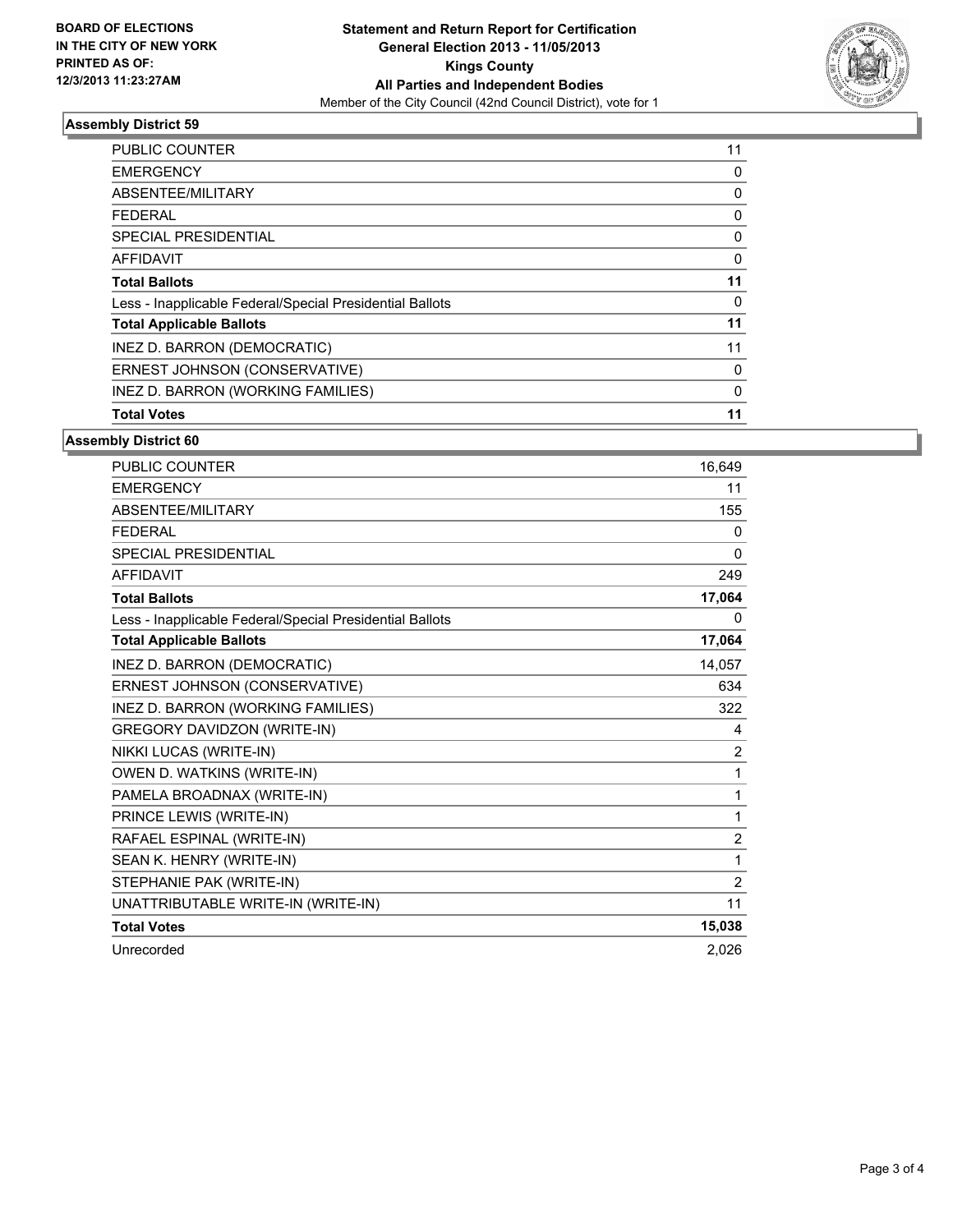**BOARD OF ELECTIONS IN THE CITY OF NEW YORK PRINTED AS OF: 12/3/2013 11:23:27AM**

**Statement and Return Report for Certification General Election 2013 - 11/05/2013 Kings County All Parties and Independent Bodies**

Member of the City Council (42nd Council District), vote for 1

### Assembly District 59

| | |
|---|---|
| PUBLIC COUNTER | 11 |
| EMERGENCY | 0 |
| ABSENTEE/MILITARY | 0 |
| FEDERAL | 0 |
| SPECIAL PRESIDENTIAL | 0 |
| AFFIDAVIT | 0 |
| **Total Ballots** | **11** |
| Less - Inapplicable Federal/Special Presidential Ballots | 0 |
| **Total Applicable Ballots** | **11** |
| INEZ D. BARRON (DEMOCRATIC) | 11 |
| ERNEST JOHNSON (CONSERVATIVE) | 0 |
| INEZ D. BARRON (WORKING FAMILIES) | 0 |
| **Total Votes** | **11** |

### Assembly District 60

| | |
|---|---|
| PUBLIC COUNTER | 16,649 |
| EMERGENCY | 11 |
| ABSENTEE/MILITARY | 155 |
| FEDERAL | 0 |
| SPECIAL PRESIDENTIAL | 0 |
| AFFIDAVIT | 249 |
| **Total Ballots** | **17,064** |
| Less - Inapplicable Federal/Special Presidential Ballots | 0 |
| **Total Applicable Ballots** | **17,064** |
| INEZ D. BARRON (DEMOCRATIC) | 14,057 |
| ERNEST JOHNSON (CONSERVATIVE) | 634 |
| INEZ D. BARRON (WORKING FAMILIES) | 322 |
| GREGORY DAVIDZON (WRITE-IN) | 4 |
| NIKKI LUCAS (WRITE-IN) | 2 |
| OWEN D. WATKINS (WRITE-IN) | 1 |
| PAMELA BROADNAX (WRITE-IN) | 1 |
| PRINCE LEWIS (WRITE-IN) | 1 |
| RAFAEL ESPINAL (WRITE-IN) | 2 |
| SEAN K. HENRY (WRITE-IN) | 1 |
| STEPHANIE PAK (WRITE-IN) | 2 |
| UNATTRIBUTABLE WRITE-IN (WRITE-IN) | 11 |
| **Total Votes** | **15,038** |
| Unrecorded | 2,026 |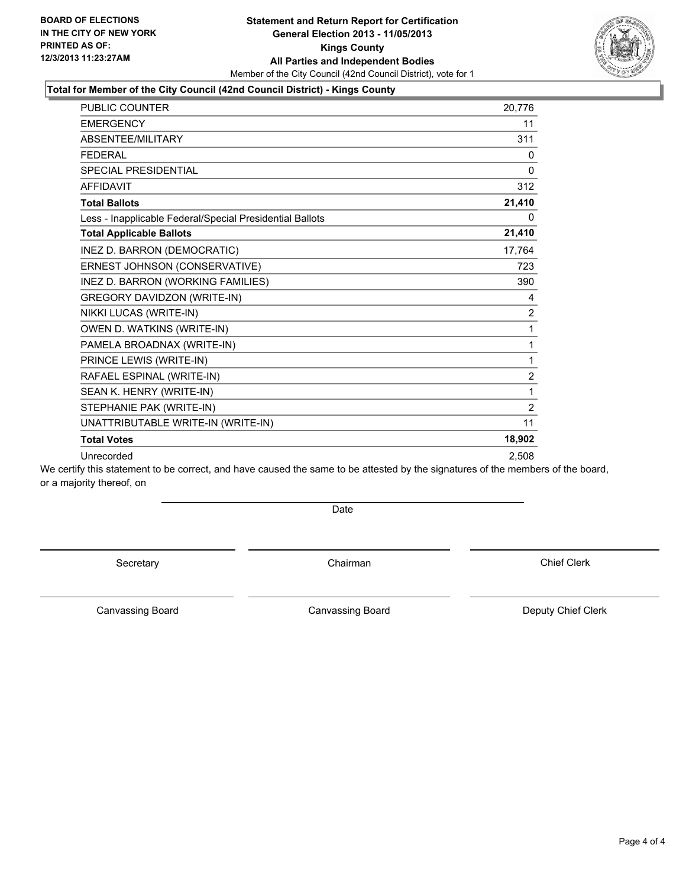**BOARD OF ELECTIONS IN THE CITY OF NEW YORK PRINTED AS OF: 12/3/2013 11:23:27AM**

**Statement and Return Report for Certification General Election 2013 - 11/05/2013 Kings County All Parties and Independent Bodies**

Member of the City Council (42nd Council District), vote for 1

### Total for Member of the City Council (42nd Council District) - Kings County

| | |
|---|---|
| PUBLIC COUNTER | 20,776 |
| EMERGENCY | 11 |
| ABSENTEE/MILITARY | 311 |
| FEDERAL | 0 |
| SPECIAL PRESIDENTIAL | 0 |
| AFFIDAVIT | 312 |
| **Total Ballots** | **21,410** |
| Less - Inapplicable Federal/Special Presidential Ballots | 0 |
| **Total Applicable Ballots** | **21,410** |
| INEZ D. BARRON (DEMOCRATIC) | 17,764 |
| ERNEST JOHNSON (CONSERVATIVE) | 723 |
| INEZ D. BARRON (WORKING FAMILIES) | 390 |
| GREGORY DAVIDZON (WRITE-IN) | 4 |
| NIKKI LUCAS (WRITE-IN) | 2 |
| OWEN D. WATKINS (WRITE-IN) | 1 |
| PAMELA BROADNAX (WRITE-IN) | 1 |
| PRINCE LEWIS (WRITE-IN) | 1 |
| RAFAEL ESPINAL (WRITE-IN) | 2 |
| SEAN K. HENRY (WRITE-IN) | 1 |
| STEPHANIE PAK (WRITE-IN) | 2 |
| UNATTRIBUTABLE WRITE-IN (WRITE-IN) | 11 |
| **Total Votes** | **18,902** |
| Unrecorded | 2,508 |

We certify this statement to be correct, and have caused the same to be attested by the signatures of the members of the board, or a majority thereof, on

Date

Secretary

Chairman

Chief Clerk

Canvassing Board

Canvassing Board

Deputy Chief Clerk